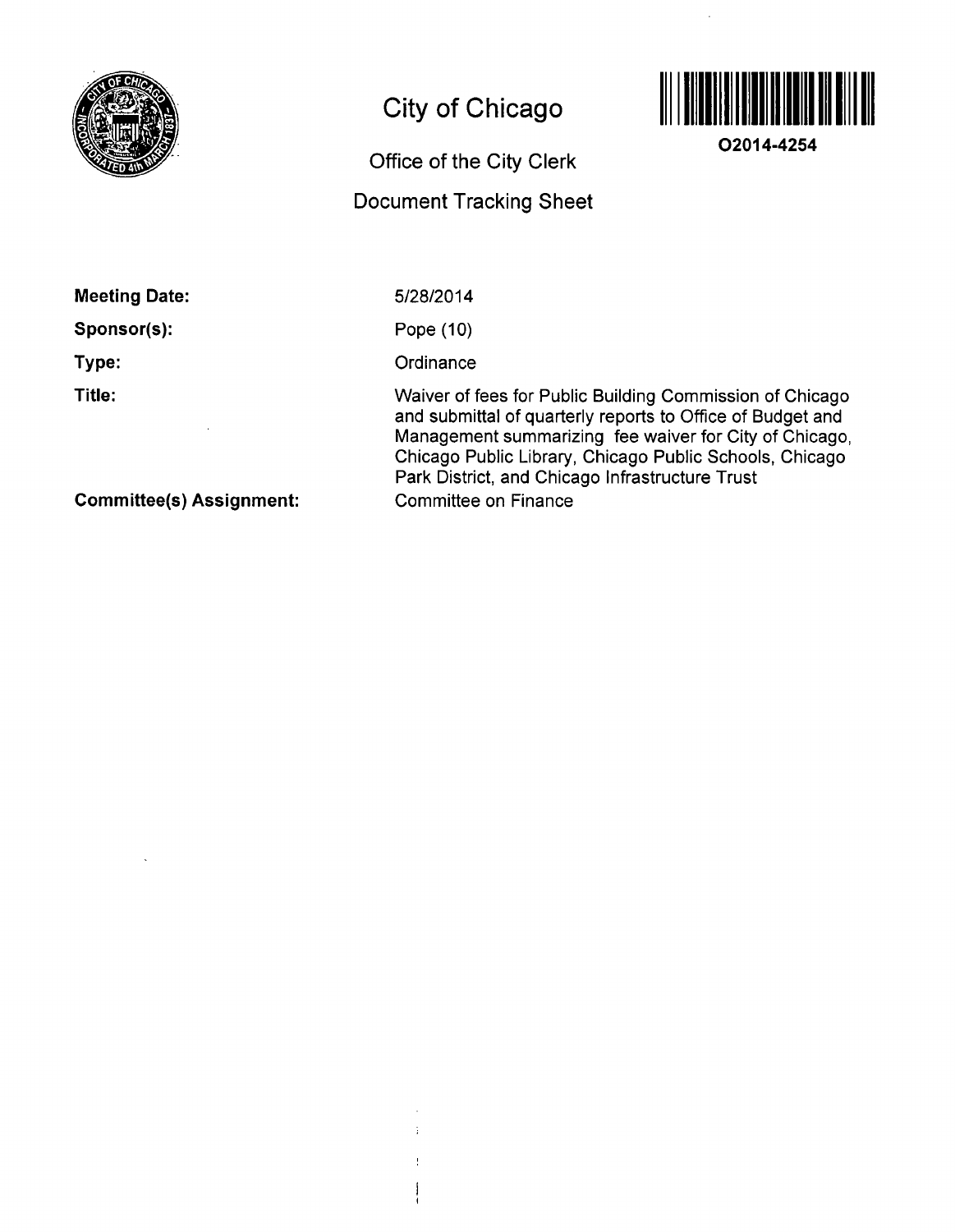# City of Chicago

## Office of the City Clerk

## Document Tracking Sheet

**O2014-4254**

**Meeting Date:** 5/28/2014

**Sponsor(s):** Pope (10)

**Type:** Ordinance

**Title:** Waiver of fees for Public Building Commission of Chicago and submittal of quarterly reports to Office of Budget and Management summarizing fee waiver for City of Chicago, Chicago Public Library, Chicago Public Schools, Chicago Park District, and Chicago Infrastructure Trust

**Committee(s) Assignment:** Committee on Finance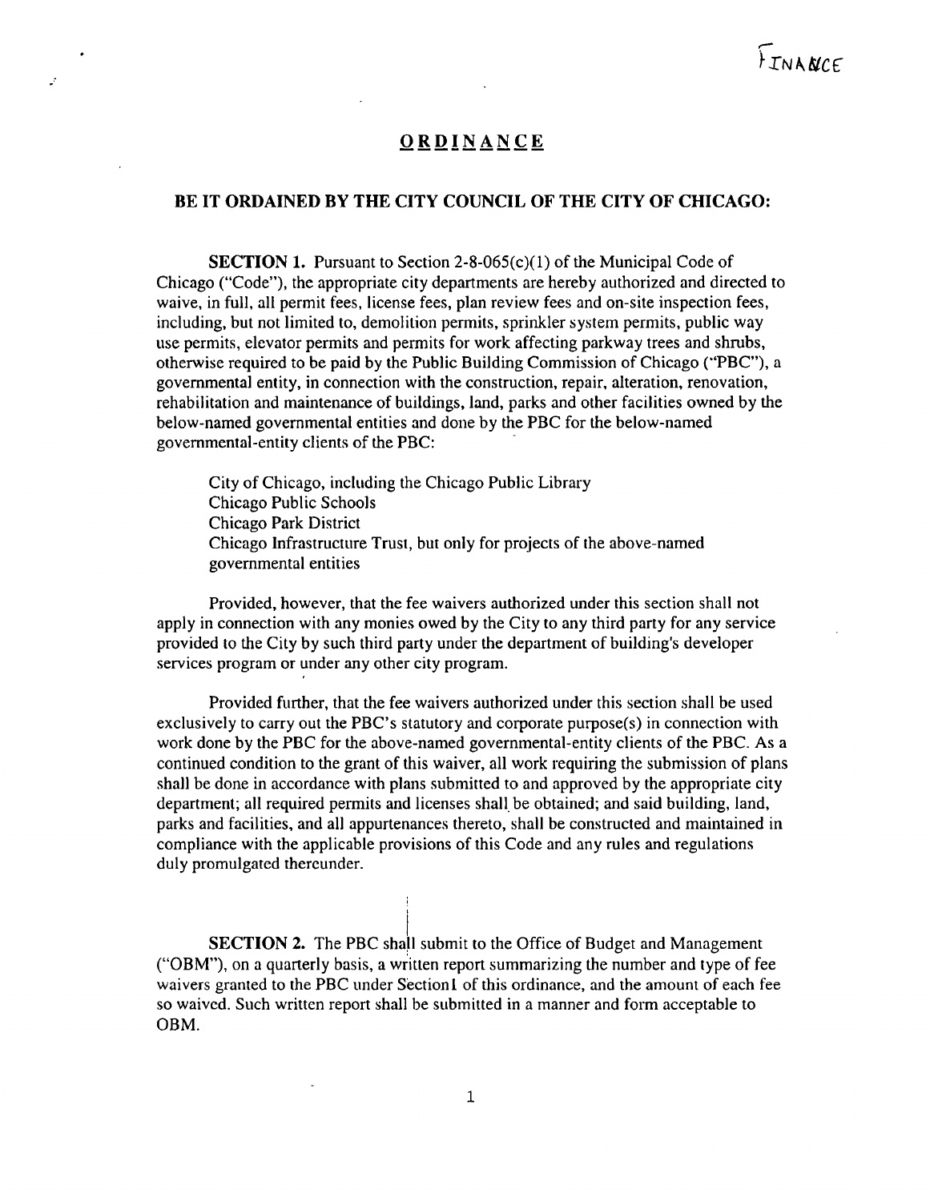FINANCE

# ORDINANCE

**BE IT ORDAINED BY THE CITY COUNCIL OF THE CITY OF CHICAGO:**

**SECTION 1.** Pursuant to Section 2-8-065(c)(1) of the Municipal Code of Chicago ("Code"), the appropriate city departments are hereby authorized and directed to waive, in full, all permit fees, license fees, plan review fees and on-site inspection fees, including, but not limited to, demolition permits, sprinkler system permits, public way use permits, elevator permits and permits for work affecting parkway trees and shrubs, otherwise required to be paid by the Public Building Commission of Chicago ("PBC"), a governmental entity, in connection with the construction, repair, alteration, renovation, rehabilitation and maintenance of buildings, land, parks and other facilities owned by the below-named governmental entities and done by the PBC for the below-named governmental-entity clients of the PBC:

City of Chicago, including the Chicago Public Library
Chicago Public Schools
Chicago Park District
Chicago Infrastructure Trust, but only for projects of the above-named governmental entities

Provided, however, that the fee waivers authorized under this section shall not apply in connection with any monies owed by the City to any third party for any service provided to the City by such third party under the department of building's developer services program or under any other city program.

Provided further, that the fee waivers authorized under this section shall be used exclusively to carry out the PBC's statutory and corporate purpose(s) in connection with work done by the PBC for the above-named governmental-entity clients of the PBC. As a continued condition to the grant of this waiver, all work requiring the submission of plans shall be done in accordance with plans submitted to and approved by the appropriate city department; all required permits and licenses shall be obtained; and said building, land, parks and facilities, and all appurtenances thereto, shall be constructed and maintained in compliance with the applicable provisions of this Code and any rules and regulations duly promulgated thereunder.

**SECTION 2.** The PBC shall submit to the Office of Budget and Management ("OBM"), on a quarterly basis, a written report summarizing the number and type of fee waivers granted to the PBC under Section1 of this ordinance, and the amount of each fee so waived. Such written report shall be submitted in a manner and form acceptable to OBM.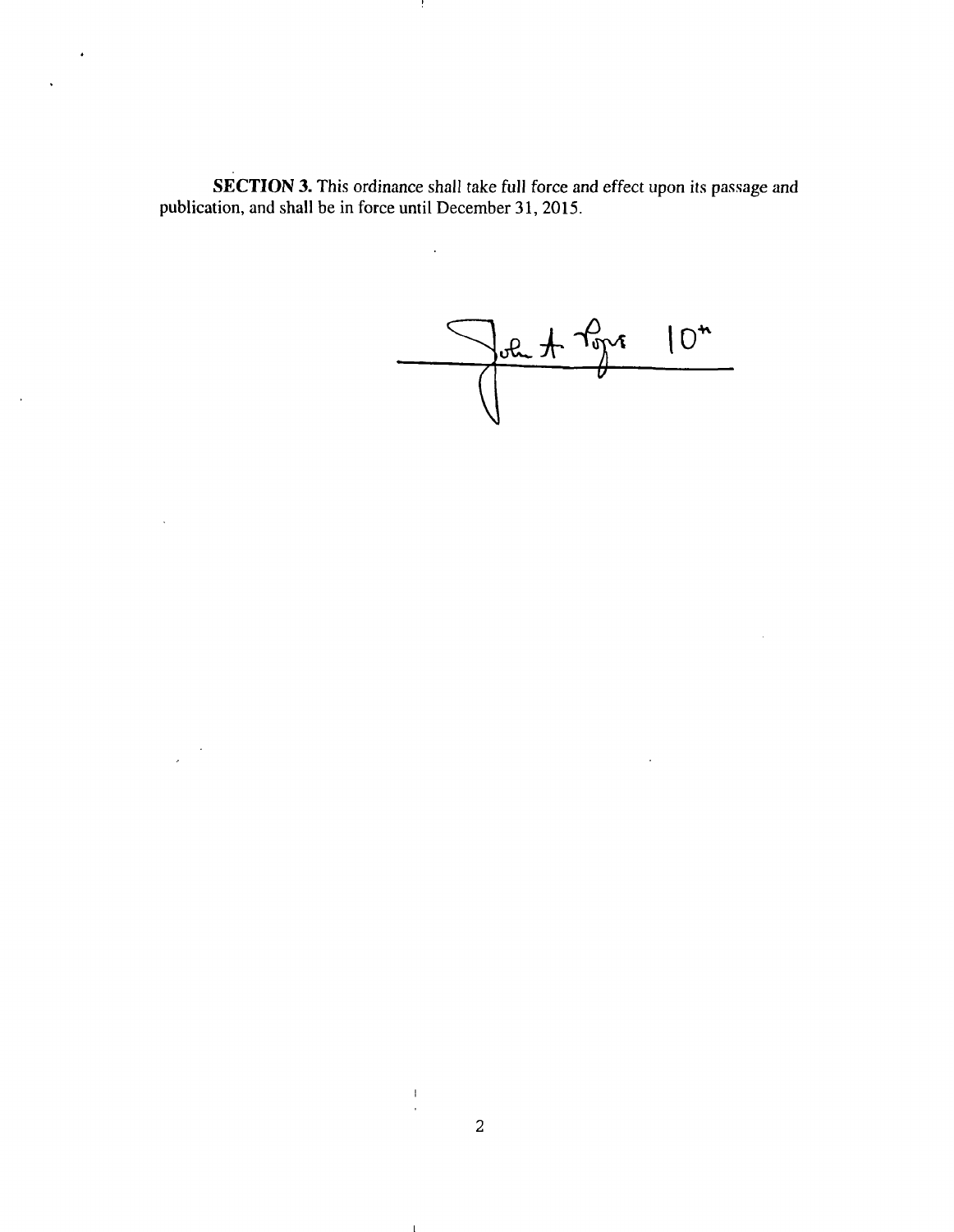**SECTION 3.** This ordinance shall take full force and effect upon its passage and publication, and shall be in force until December 31, 2015.

John A. Pope 10th